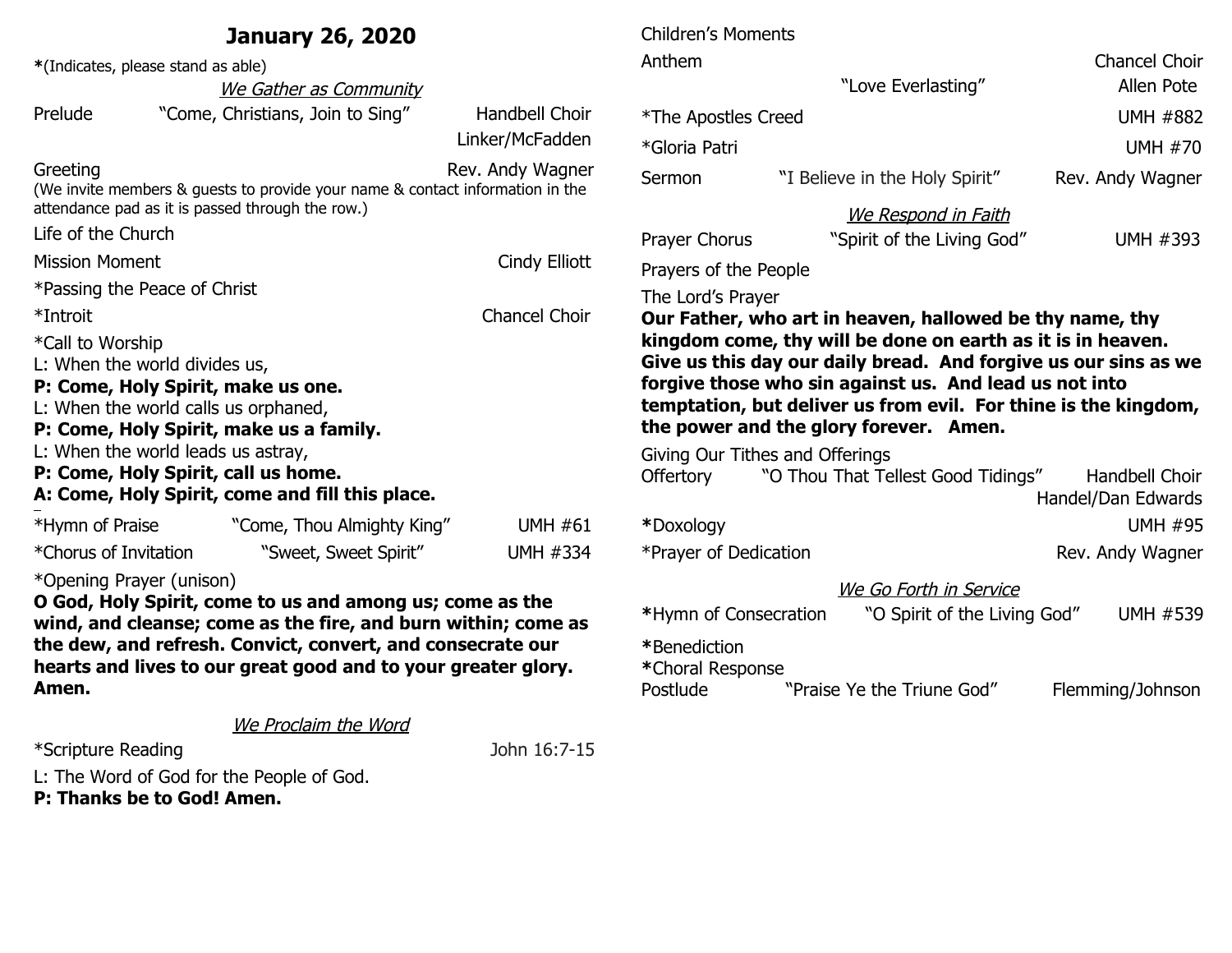# January 26, 2020

*(Indicates, please stand as able)

## *We Gather as Community*

Prelude "Come, Christians, Join to Sing" Handbell Choir
Linker/McFadden

Greeting Rev. Andy Wagner
(We invite members & guests to provide your name & contact information in the attendance pad as it is passed through the row.)

Life of the Church

Mission Moment Cindy Elliott

*Passing the Peace of Christ

*Introit Chancel Choir

*Call to Worship
L: When the world divides us,
**P: Come, Holy Spirit, make us one.**
L: When the world calls us orphaned,
**P: Come, Holy Spirit, make us a family.**
L: When the world leads us astray,
**P: Come, Holy Spirit, call us home.**
**A: Come, Holy Spirit, come and fill this place.**

*Hymn of Praise "Come, Thou Almighty King" UMH #61

*Chorus of Invitation "Sweet, Sweet Spirit" UMH #334

*Opening Prayer (unison)
**O God, Holy Spirit, come to us and among us; come as the wind, and cleanse; come as the fire, and burn within; come as the dew, and refresh. Convict, convert, and consecrate our hearts and lives to our great good and to your greater glory. Amen.**

## *We Proclaim the Word*

*Scripture Reading John 16:7-15

L: The Word of God for the People of God.
**P: Thanks be to God! Amen.**

Children's Moments

Anthem Chancel Choir
"Love Everlasting" Allen Pote

*The Apostles Creed UMH #882

*Gloria Patri UMH #70

Sermon "I Believe in the Holy Spirit" Rev. Andy Wagner

## *We Respond in Faith*

Prayer Chorus "Spirit of the Living God" UMH #393

Prayers of the People

The Lord's Prayer
**Our Father, who art in heaven, hallowed be thy name, thy kingdom come, thy will be done on earth as it is in heaven. Give us this day our daily bread. And forgive us our sins as we forgive those who sin against us. And lead us not into temptation, but deliver us from evil. For thine is the kingdom, the power and the glory forever. Amen.**

Giving Our Tithes and Offerings
Offertory "O Thou That Tellest Good Tidings" Handbell Choir
Handel/Dan Edwards

*Doxology UMH #95

*Prayer of Dedication Rev. Andy Wagner

## *We Go Forth in Service*

*Hymn of Consecration "O Spirit of the Living God" UMH #539

*Benediction
*Choral Response
Postlude "Praise Ye the Triune God" Flemming/Johnson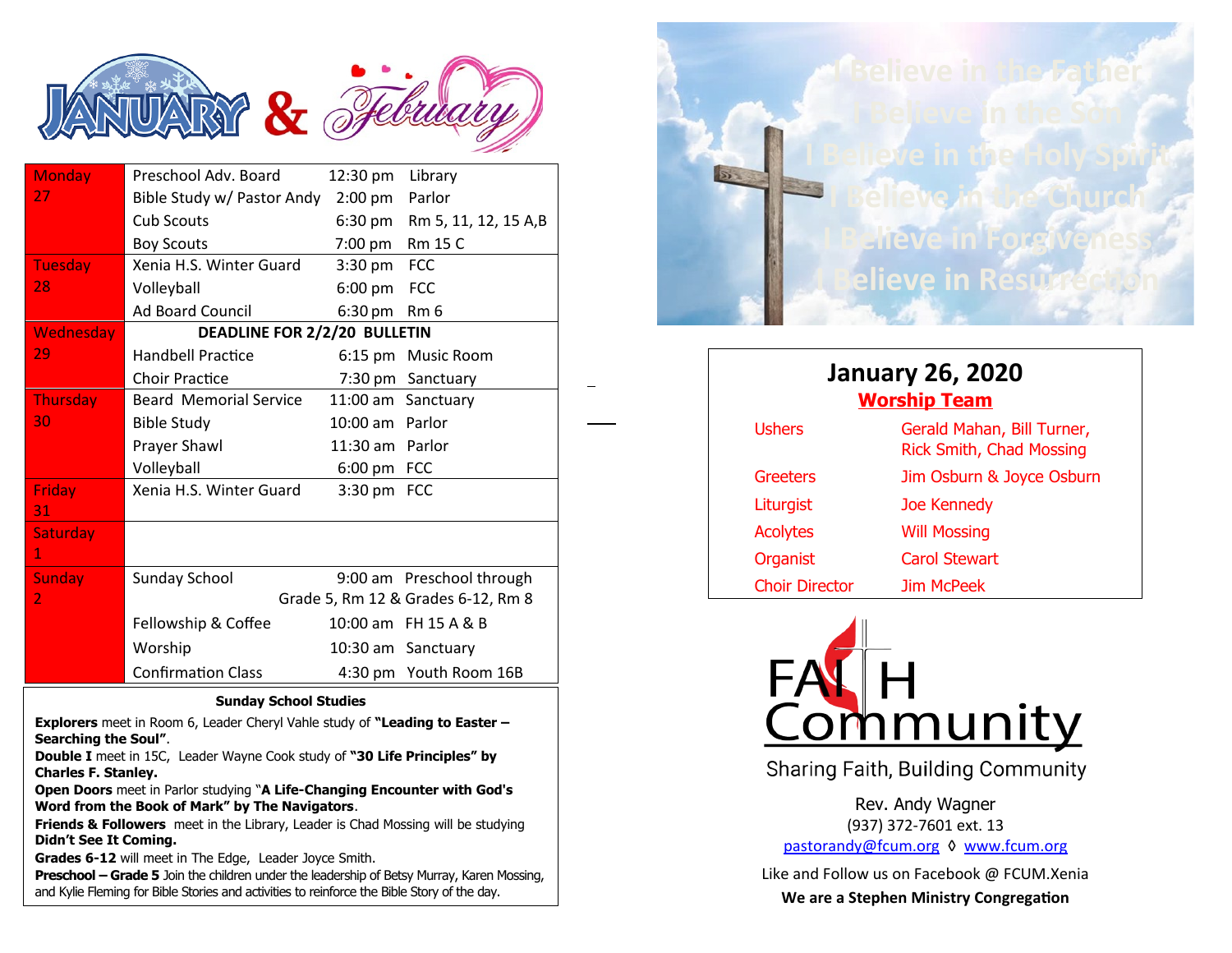# JANUARY & February

| Day | Event | Time | Location |
|---|---|---|---|
| Monday 27 | Preschool Adv. Board | 12:30 pm | Library |
| | Bible Study w/ Pastor Andy | 2:00 pm | Parlor |
| | Cub Scouts | 6:30 pm | Rm 5, 11, 12, 15 A,B |
| | Boy Scouts | 7:00 pm | Rm 15 C |
| Tuesday 28 | Xenia H.S. Winter Guard | 3:30 pm | FCC |
| | Volleyball | 6:00 pm | FCC |
| | Ad Board Council | 6:30 pm | Rm 6 |
| Wednesday 29 | **DEADLINE FOR 2/2/20 BULLETIN** | | |
| | Handbell Practice | 6:15 pm | Music Room |
| | Choir Practice | 7:30 pm | Sanctuary |
| Thursday 30 | Beard Memorial Service | 11:00 am | Sanctuary |
| | Bible Study | 10:00 am | Parlor |
| | Prayer Shawl | 11:30 am | Parlor |
| | Volleyball | 6:00 pm | FCC |
| Friday 31 | Xenia H.S. Winter Guard | 3:30 pm | FCC |
| Saturday 1 | | | |
| Sunday 2 | Sunday School | 9:00 am | Preschool through Grade 5, Rm 12 & Grades 6-12, Rm 8 |
| | Fellowship & Coffee | 10:00 am | FH 15 A & B |
| | Worship | 10:30 am | Sanctuary |
| | Confirmation Class | 4:30 pm | Youth Room 16B |

**Sunday School Studies**

**Explorers** meet in Room 6, Leader Cheryl Vahle study of **"Leading to Easter – Searching the Soul"**.
**Double I** meet in 15C, Leader Wayne Cook study of **"30 Life Principles" by Charles F. Stanley.**
**Open Doors** meet in Parlor studying "**A Life-Changing Encounter with God's Word from the Book of Mark" by The Navigators**.
**Friends & Followers** meet in the Library, Leader is Chad Mossing will be studying **Didn't See It Coming.**
**Grades 6-12** will meet in The Edge, Leader Joyce Smith.
**Preschool – Grade 5** Join the children under the leadership of Betsy Murray, Karen Mossing, and Kylie Fleming for Bible Stories and activities to reinforce the Bible Story of the day.

I Believe in the Father
I Believe in the Son
I Believe in the Holy Spirit
I Believe in the Church
I Believe in Forgiveness
I Believe in Resurrection

## January 26, 2020

**Worship Team**

| Role | Name |
|---|---|
| Ushers | Gerald Mahan, Bill Turner, Rick Smith, Chad Mossing |
| Greeters | Jim Osburn & Joyce Osburn |
| Liturgist | Joe Kennedy |
| Acolytes | Will Mossing |
| Organist | Carol Stewart |
| Choir Director | Jim McPeek |

FAITH Community

Sharing Faith, Building Community

Rev. Andy Wagner
(937) 372-7601 ext. 13
pastorandy@fcum.org ◊ www.fcum.org

Like and Follow us on Facebook @ FCUM.Xenia

**We are a Stephen Ministry Congregation**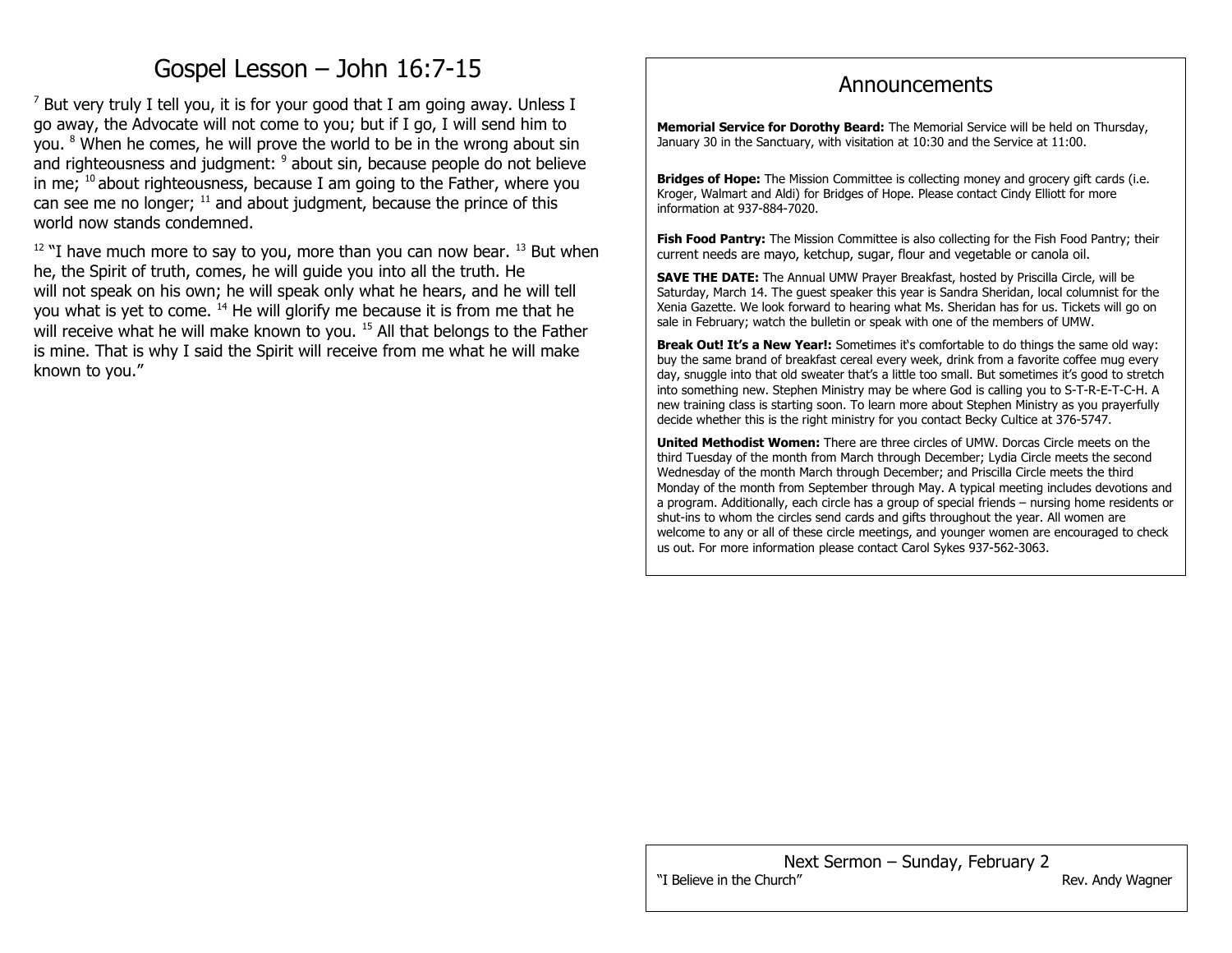# Gospel Lesson – John 16:7-15

[7] But very truly I tell you, it is for your good that I am going away. Unless I go away, the Advocate will not come to you; but if I go, I will send him to you. [8] When he comes, he will prove the world to be in the wrong about sin and righteousness and judgment: [9] about sin, because people do not believe in me; [10] about righteousness, because I am going to the Father, where you can see me no longer; [11] and about judgment, because the prince of this world now stands condemned.

[12] "I have much more to say to you, more than you can now bear. [13] But when he, the Spirit of truth, comes, he will guide you into all the truth. He will not speak on his own; he will speak only what he hears, and he will tell you what is yet to come. [14] He will glorify me because it is from me that he will receive what he will make known to you. [15] All that belongs to the Father is mine. That is why I said the Spirit will receive from me what he will make known to you."

# Announcements

**Memorial Service for Dorothy Beard:** The Memorial Service will be held on Thursday, January 30 in the Sanctuary, with visitation at 10:30 and the Service at 11:00.

**Bridges of Hope:** The Mission Committee is collecting money and grocery gift cards (i.e. Kroger, Walmart and Aldi) for Bridges of Hope. Please contact Cindy Elliott for more information at 937-884-7020.

**Fish Food Pantry:** The Mission Committee is also collecting for the Fish Food Pantry; their current needs are mayo, ketchup, sugar, flour and vegetable or canola oil.

**SAVE THE DATE:** The Annual UMW Prayer Breakfast, hosted by Priscilla Circle, will be Saturday, March 14. The guest speaker this year is Sandra Sheridan, local columnist for the Xenia Gazette. We look forward to hearing what Ms. Sheridan has for us. Tickets will go on sale in February; watch the bulletin or speak with one of the members of UMW.

**Break Out! It's a New Year!:** Sometimes it's comfortable to do things the same old way: buy the same brand of breakfast cereal every week, drink from a favorite coffee mug every day, snuggle into that old sweater that's a little too small. But sometimes it's good to stretch into something new. Stephen Ministry may be where God is calling you to S-T-R-E-T-C-H. A new training class is starting soon. To learn more about Stephen Ministry as you prayerfully decide whether this is the right ministry for you contact Becky Cultice at 376-5747.

**United Methodist Women:** There are three circles of UMW. Dorcas Circle meets on the third Tuesday of the month from March through December; Lydia Circle meets the second Wednesday of the month March through December; and Priscilla Circle meets the third Monday of the month from September through May. A typical meeting includes devotions and a program. Additionally, each circle has a group of special friends – nursing home residents or shut-ins to whom the circles send cards and gifts throughout the year. All women are welcome to any or all of these circle meetings, and younger women are encouraged to check us out. For more information please contact Carol Sykes 937-562-3063.

Next Sermon – Sunday, February 2

"I Believe in the Church" Rev. Andy Wagner